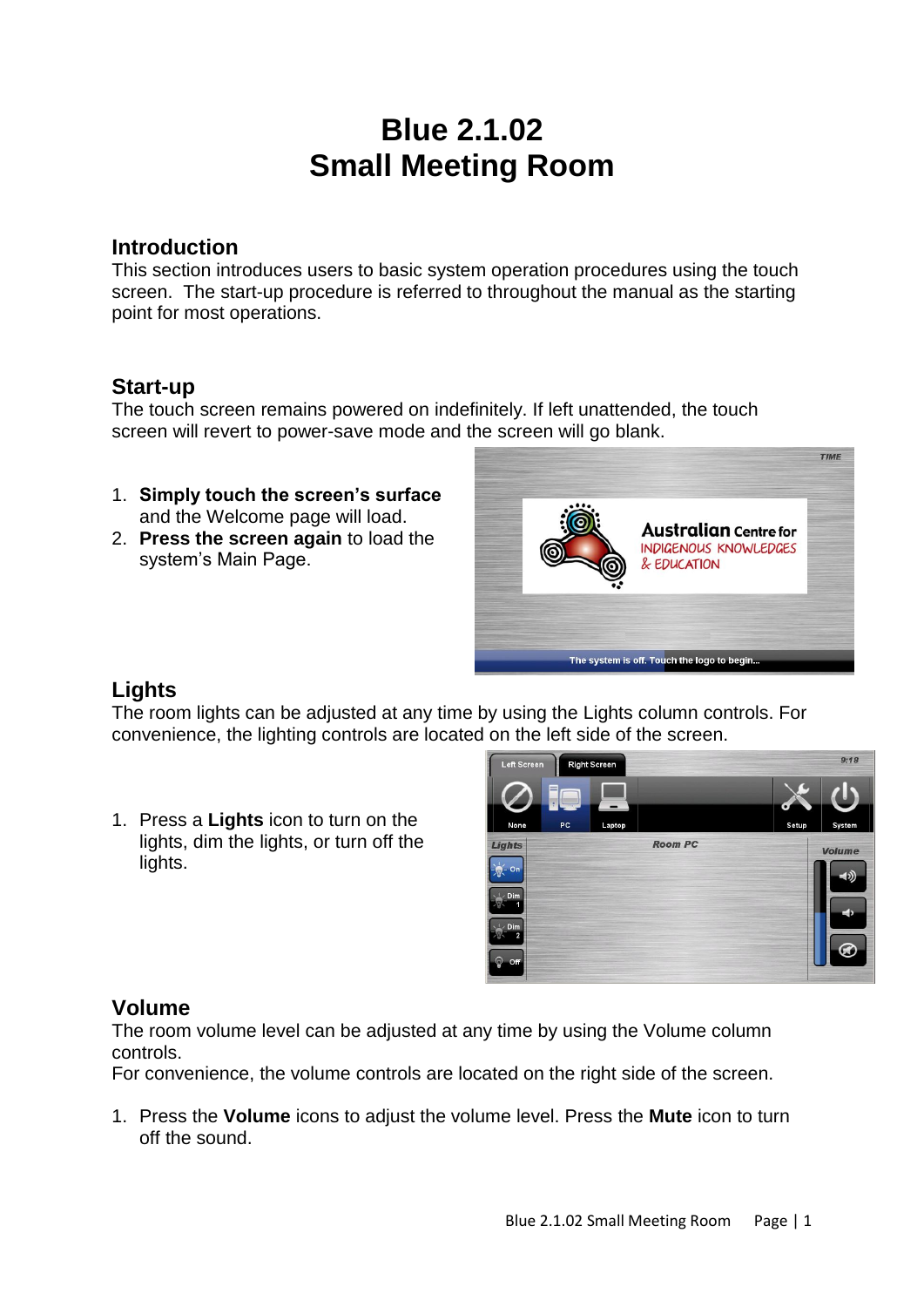# Blue 2.1.02
# Small Meeting Room

## Introduction

This section introduces users to basic system operation procedures using the touch screen. The start-up procedure is referred to throughout the manual as the starting point for most operations.

## Start-up

The touch screen remains powered on indefinitely. If left unattended, the touch screen will revert to power-save mode and the screen will go blank.

1. **Simply touch the screen's surface** and the Welcome page will load.
2. **Press the screen again** to load the system's Main Page.

## Lights

The room lights can be adjusted at any time by using the Lights column controls. For convenience, the lighting controls are located on the left side of the screen.

1. Press a **Lights** icon to turn on the lights, dim the lights, or turn off the lights.

## Volume

The room volume level can be adjusted at any time by using the Volume column controls.
For convenience, the volume controls are located on the right side of the screen.

1. Press the **Volume** icons to adjust the volume level. Press the **Mute** icon to turn off the sound.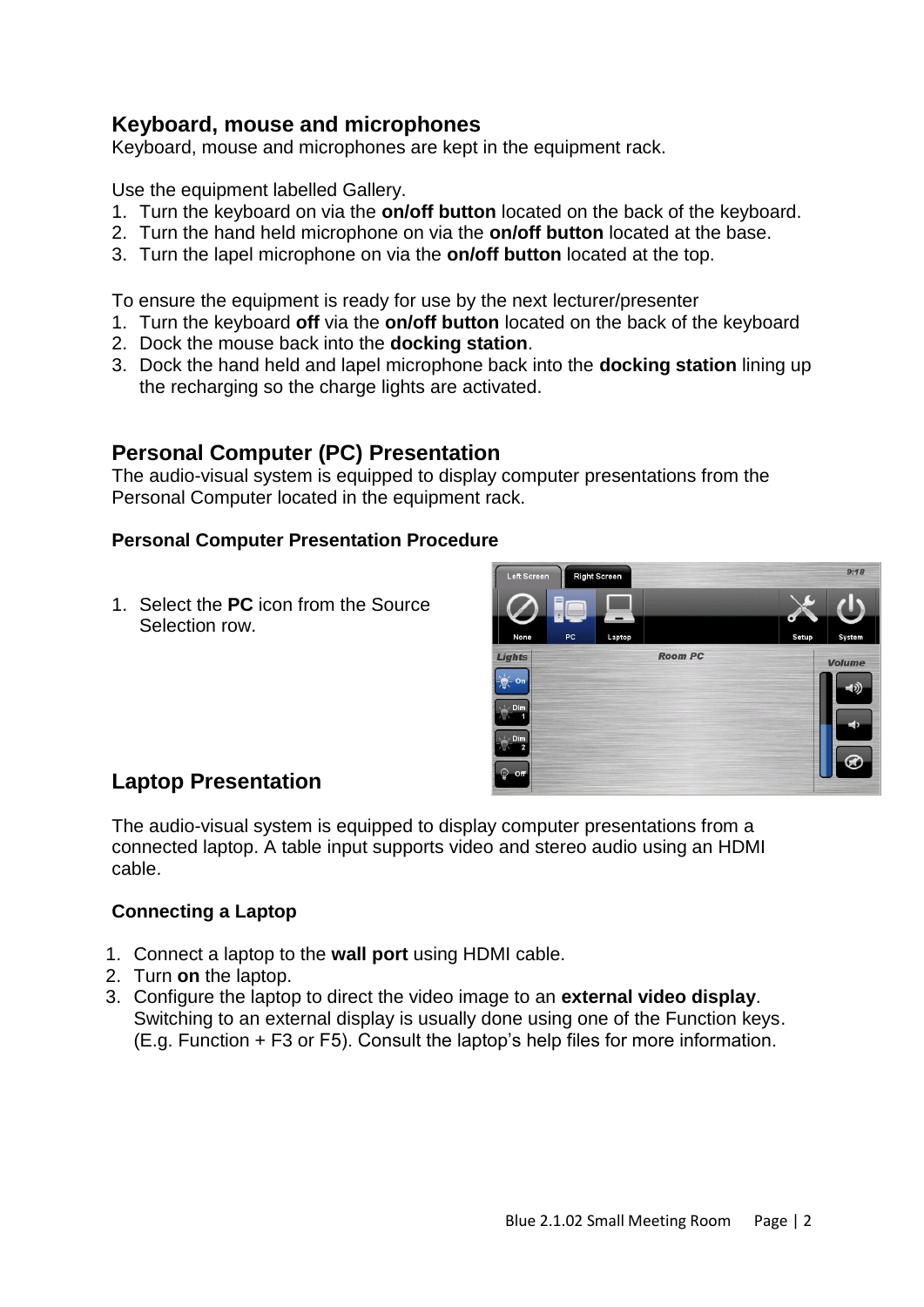## Keyboard, mouse and microphones

Keyboard, mouse and microphones are kept in the equipment rack.

Use the equipment labelled Gallery.

1. Turn the keyboard on via the **on/off button** located on the back of the keyboard.
2. Turn the hand held microphone on via the **on/off button** located at the base.
3. Turn the lapel microphone on via the **on/off button** located at the top.

To ensure the equipment is ready for use by the next lecturer/presenter

1. Turn the keyboard **off** via the **on/off button** located on the back of the keyboard
2. Dock the mouse back into the **docking station**.
3. Dock the hand held and lapel microphone back into the **docking station** lining up the recharging so the charge lights are activated.

## Personal Computer (PC) Presentation

The audio-visual system is equipped to display computer presentations from the Personal Computer located in the equipment rack.

### Personal Computer Presentation Procedure

1. Select the **PC** icon from the Source Selection row.

## Laptop Presentation

The audio-visual system is equipped to display computer presentations from a connected laptop. A table input supports video and stereo audio using an HDMI cable.

### Connecting a Laptop

1. Connect a laptop to the **wall port** using HDMI cable.
2. Turn **on** the laptop.
3. Configure the laptop to direct the video image to an **external video display**. Switching to an external display is usually done using one of the Function keys. (E.g. Function + F3 or F5). Consult the laptop's help files for more information.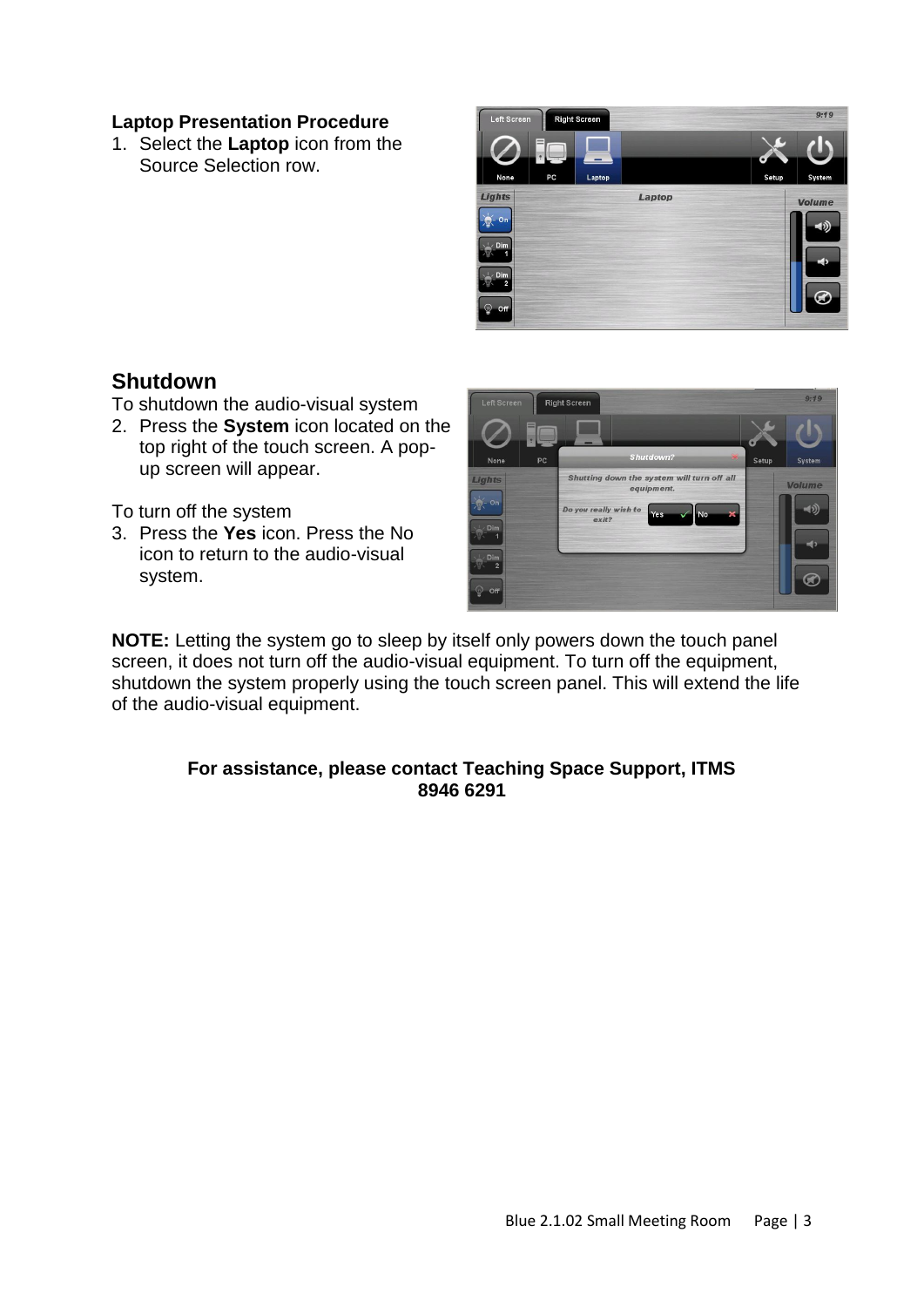**Laptop Presentation Procedure**

1. Select the **Laptop** icon from the Source Selection row.

## Shutdown

To shutdown the audio-visual system

2. Press the **System** icon located on the top right of the touch screen. A pop-up screen will appear.

To turn off the system

3. Press the **Yes** icon. Press the No icon to return to the audio-visual system.

**NOTE:** Letting the system go to sleep by itself only powers down the touch panel screen, it does not turn off the audio-visual equipment. To turn off the equipment, shutdown the system properly using the touch screen panel. This will extend the life of the audio-visual equipment.

**For assistance, please contact Teaching Space Support, ITMS**
**8946 6291**